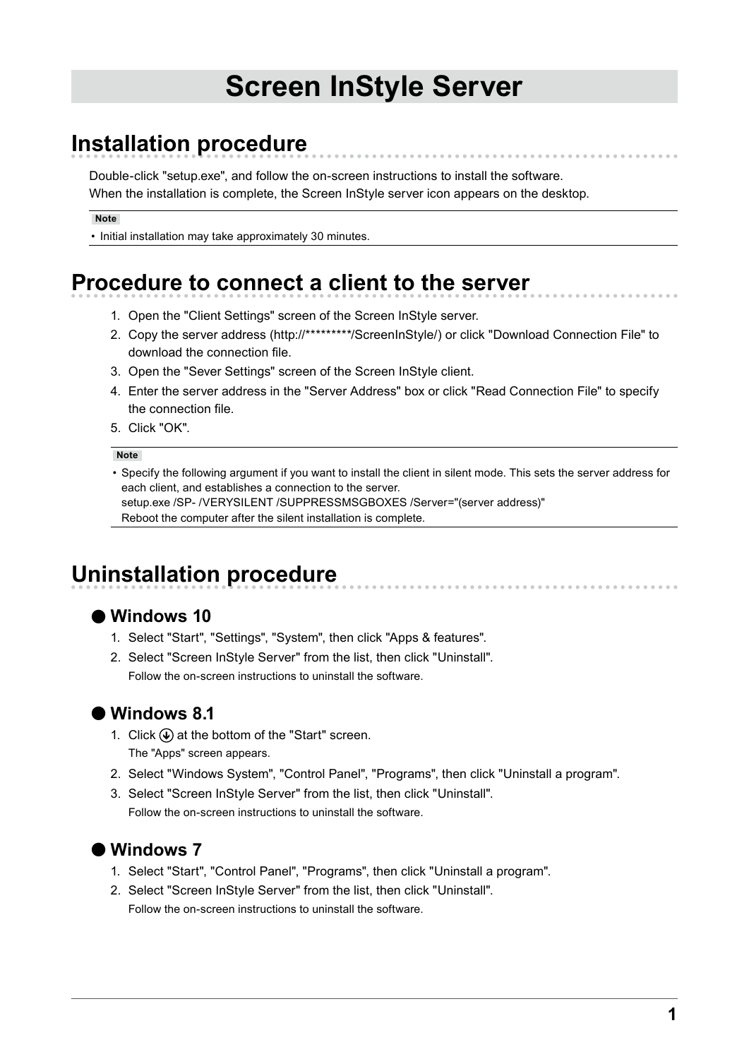# Screen InStyle Server

## Installation procedure

Double-click "setup.exe", and follow the on-screen instructions to install the software.
When the installation is complete, the Screen InStyle server icon appears on the desktop.

**Note**

- Initial installation may take approximately 30 minutes.

## Procedure to connect a client to the server

1. Open the "Client Settings" screen of the Screen InStyle server.
2. Copy the server address (http://*********/ScreenInStyle/) or click "Download Connection File" to download the connection file.
3. Open the "Sever Settings" screen of the Screen InStyle client.
4. Enter the server address in the "Server Address" box or click "Read Connection File" to specify the connection file.
5. Click "OK".

**Note**

- Specify the following argument if you want to install the client in silent mode. This sets the server address for each client, and establishes a connection to the server.
  setup.exe /SP- /VERYSILENT /SUPPRESSMSGBOXES /Server="(server address)"
  Reboot the computer after the silent installation is complete.

## Uninstallation procedure

### ● Windows 10

1. Select "Start", "Settings", "System", then click "Apps & features".
2. Select "Screen InStyle Server" from the list, then click "Uninstall".
   Follow the on-screen instructions to uninstall the software.

### ● Windows 8.1

1. Click ⓥ at the bottom of the "Start" screen.
   The "Apps" screen appears.
2. Select "Windows System", "Control Panel", "Programs", then click "Uninstall a program".
3. Select "Screen InStyle Server" from the list, then click "Uninstall".
   Follow the on-screen instructions to uninstall the software.

### ● Windows 7

1. Select "Start", "Control Panel", "Programs", then click "Uninstall a program".
2. Select "Screen InStyle Server" from the list, then click "Uninstall".
   Follow the on-screen instructions to uninstall the software.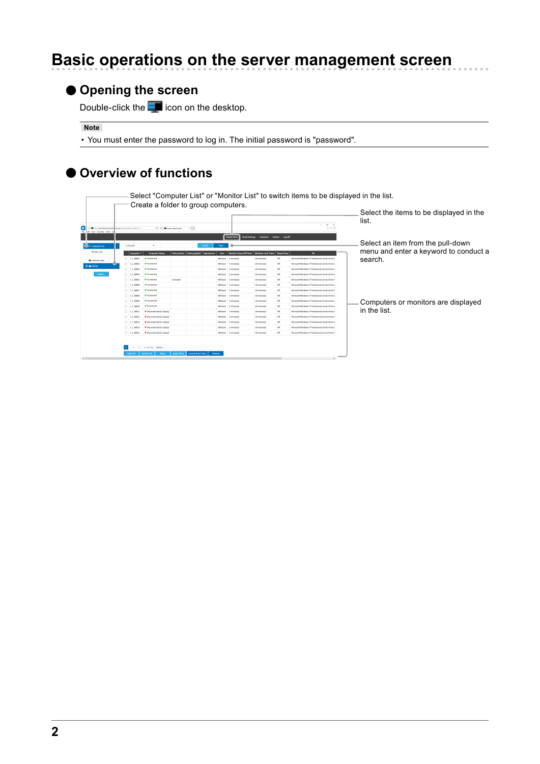# Basic operations on the server management screen

## ● Opening the screen

Double-click the icon on the desktop.

**Note**

- You must enter the password to log in. The initial password is "password".

## ● Overview of functions

Select "Computer List" or "Monitor List" to switch items to be displayed in the list.

Create a folder to group computers.

Select the items to be displayed in the list.

Select an item from the pull-down menu and enter a keyword to conduct a search.

Computers or monitors are displayed in the list.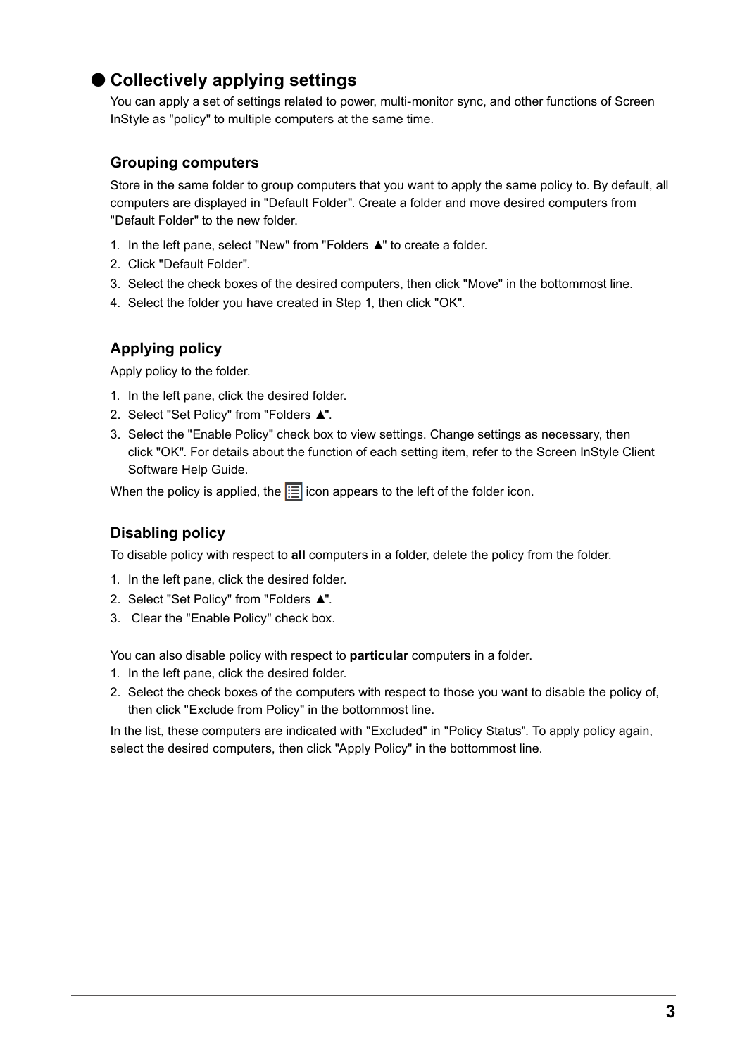## ● Collectively applying settings

You can apply a set of settings related to power, multi-monitor sync, and other functions of Screen InStyle as "policy" to multiple computers at the same time.

### Grouping computers

Store in the same folder to group computers that you want to apply the same policy to. By default, all computers are displayed in "Default Folder". Create a folder and move desired computers from "Default Folder" to the new folder.

1. In the left pane, select "New" from "Folders ▲" to create a folder.
2. Click "Default Folder".
3. Select the check boxes of the desired computers, then click "Move" in the bottommost line.
4. Select the folder you have created in Step 1, then click "OK".

### Applying policy

Apply policy to the folder.

1. In the left pane, click the desired folder.
2. Select "Set Policy" from "Folders ▲".
3. Select the "Enable Policy" check box to view settings. Change settings as necessary, then click "OK". For details about the function of each setting item, refer to the Screen InStyle Client Software Help Guide.

When the policy is applied, the icon appears to the left of the folder icon.

### Disabling policy

To disable policy with respect to **all** computers in a folder, delete the policy from the folder.

1. In the left pane, click the desired folder.
2. Select "Set Policy" from "Folders ▲".
3. Clear the "Enable Policy" check box.

You can also disable policy with respect to **particular** computers in a folder.

1. In the left pane, click the desired folder.
2. Select the check boxes of the computers with respect to those you want to disable the policy of, then click "Exclude from Policy" in the bottommost line.

In the list, these computers are indicated with "Excluded" in "Policy Status". To apply policy again, select the desired computers, then click "Apply Policy" in the bottommost line.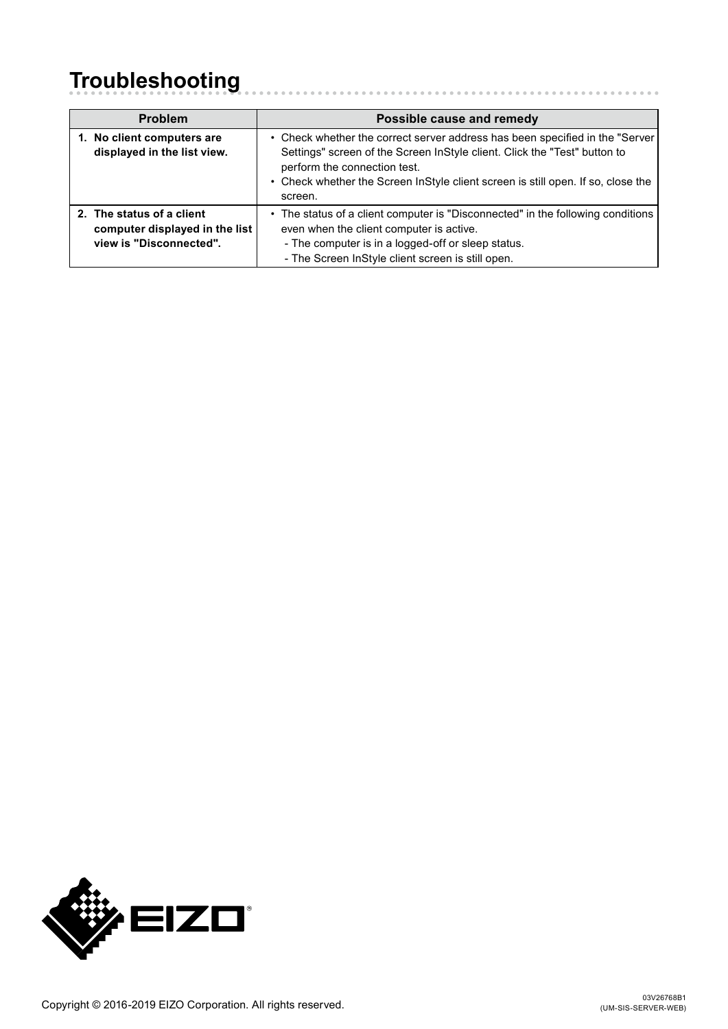# Troubleshooting

| Problem | Possible cause and remedy |
| --- | --- |
| **1. No client computers are displayed in the list view.** | • Check whether the correct server address has been specified in the "Server Settings" screen of the Screen InStyle client. Click the "Test" button to perform the connection test.<br>• Check whether the Screen InStyle client screen is still open. If so, close the screen. |
| **2. The status of a client computer displayed in the list view is "Disconnected".** | • The status of a client computer is "Disconnected" in the following conditions even when the client computer is active.<br>- The computer is in a logged-off or sleep status.<br>- The Screen InStyle client screen is still open. |

Copyright © 2016-2019 EIZO Corporation. All rights reserved.

03V26768B1
(UM-SIS-SERVER-WEB)